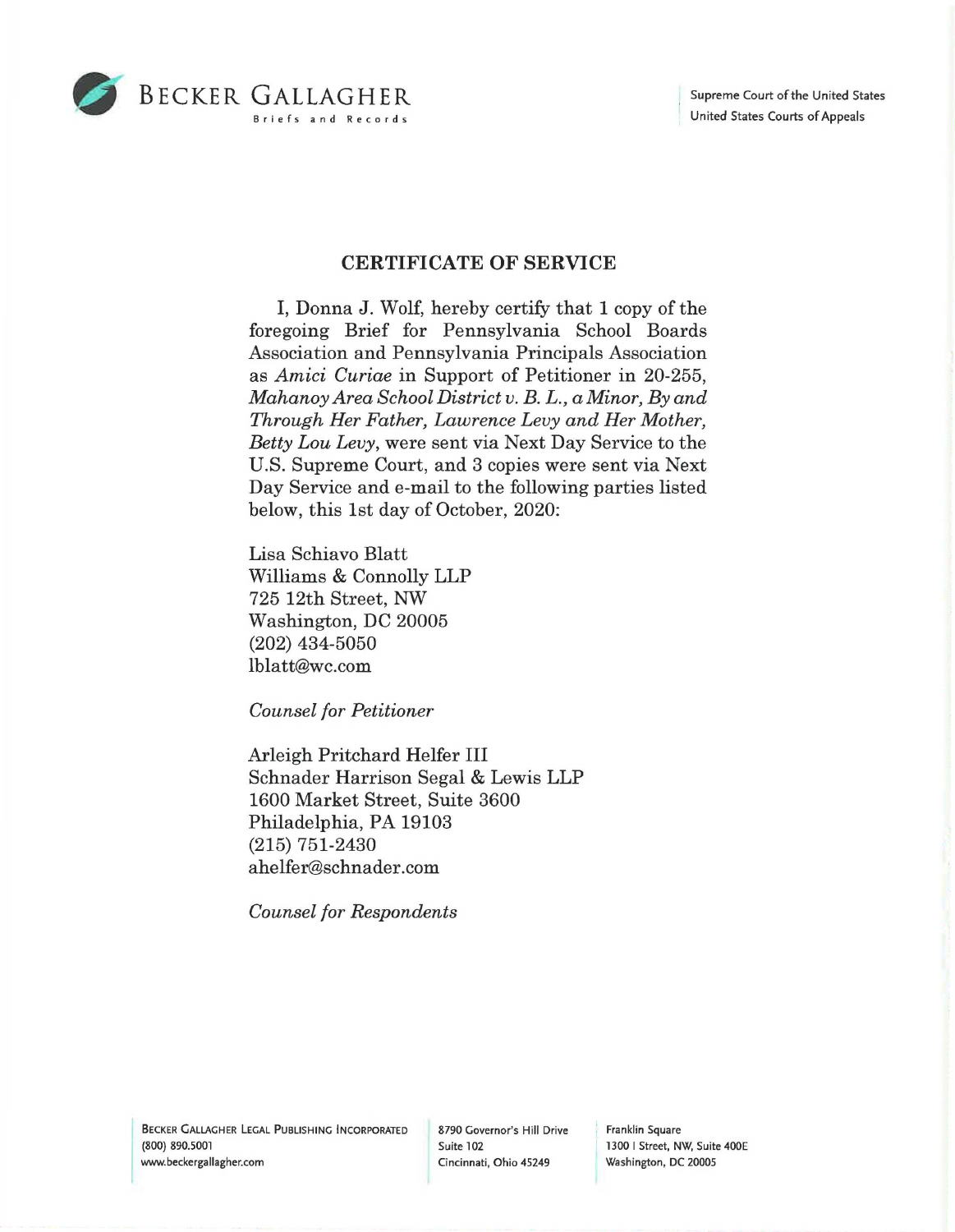BECKER GALLAGHER
Briefs and Records

Supreme Court of the United States
United States Courts of Appeals

## CERTIFICATE OF SERVICE

I, Donna J. Wolf, hereby certify that 1 copy of the foregoing Brief for Pennsylvania School Boards Association and Pennsylvania Principals Association as *Amici Curiae* in Support of Petitioner in 20-255, *Mahanoy Area School District v. B. L., a Minor, By and Through Her Father, Lawrence Levy and Her Mother, Betty Lou Levy*, were sent via Next Day Service to the U.S. Supreme Court, and 3 copies were sent via Next Day Service and e-mail to the following parties listed below, this 1st day of October, 2020:

Lisa Schiavo Blatt
Williams & Connolly LLP
725 12th Street, NW
Washington, DC 20005
(202) 434-5050
lblatt@wc.com

*Counsel for Petitioner*

Arleigh Pritchard Helfer III
Schnader Harrison Segal & Lewis LLP
1600 Market Street, Suite 3600
Philadelphia, PA 19103
(215) 751-2430
ahelfer@schnader.com

*Counsel for Respondents*

BECKER GALLAGHER LEGAL PUBLISHING INCORPORATED
(800) 890.5001
www.beckergallagher.com

8790 Governor's Hill Drive
Suite 102
Cincinnati, Ohio 45249

Franklin Square
1300 I Street, NW, Suite 400E
Washington, DC 20005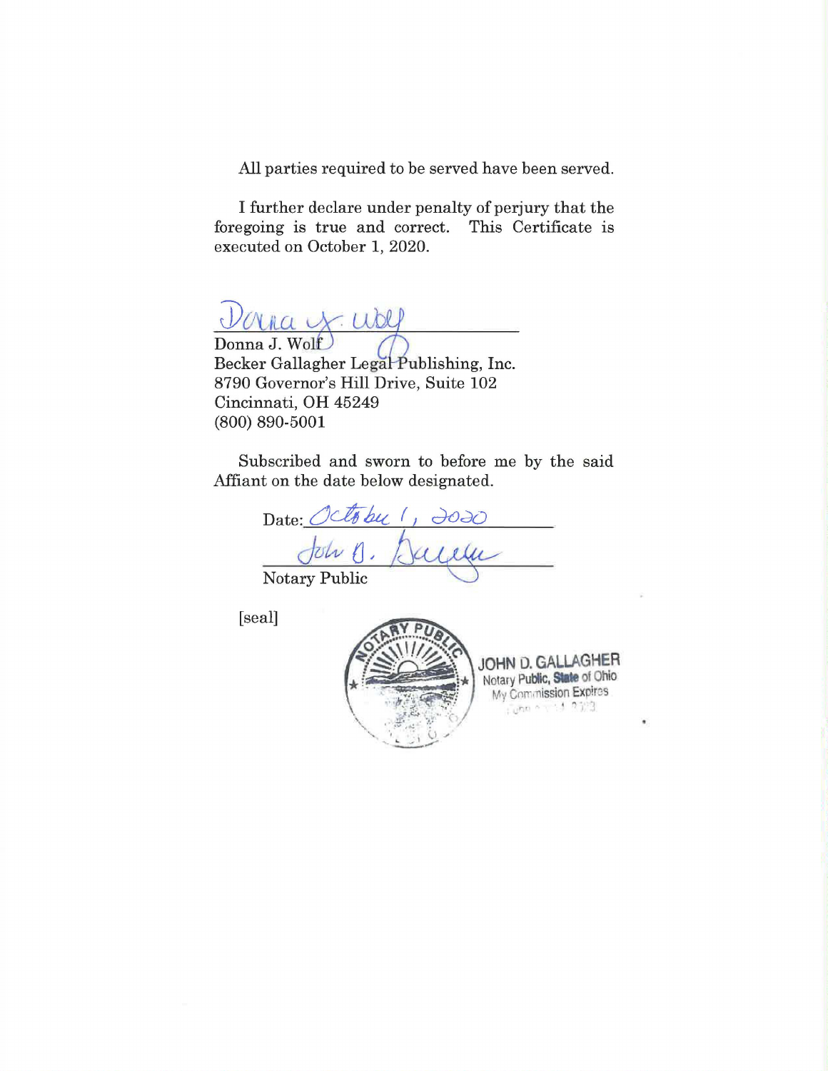All parties required to be served have been served.

I further declare under penalty of perjury that the foregoing is true and correct. This Certificate is executed on October 1, 2020.

Donna J. Wolf
Becker Gallagher Legal Publishing, Inc.
8790 Governor's Hill Drive, Suite 102
Cincinnati, OH 45249
(800) 890-5001

Subscribed and sworn to before me by the said Affiant on the date below designated.

Date: October 1, 2020

Notary Public

[seal]

JOHN D. GALLAGHER
Notary Public, State of Ohio
My Commission Expires